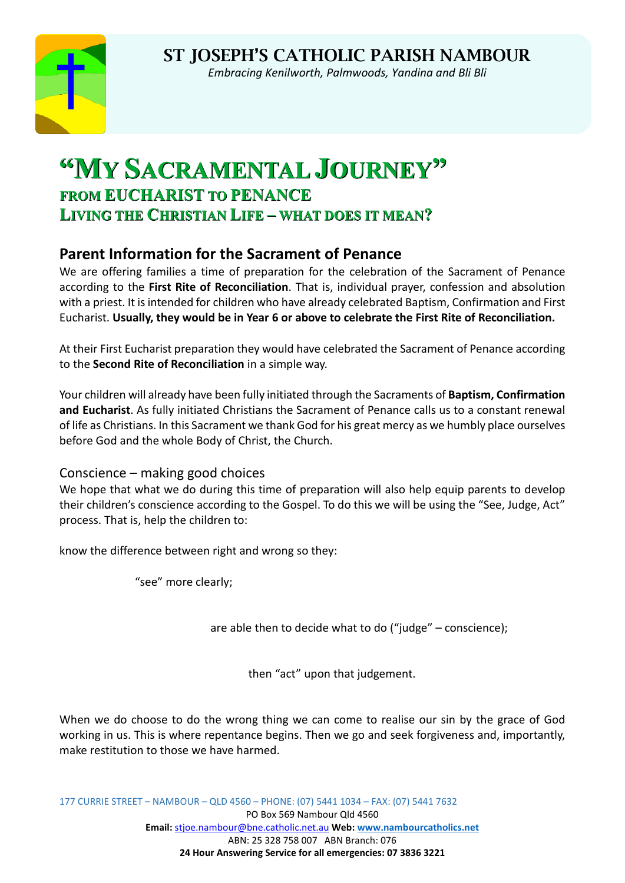# St Joseph's Catholic Parish Nambour

*Embracing Kenilworth, Palmwoods, Yandina and Bli Bli*

# "My Sacramental Journey"

## from EUCHARIST to PENANCE

## Living the Christian Life – what does it mean?

## Parent Information for the Sacrament of Penance

We are offering families a time of preparation for the celebration of the Sacrament of Penance according to the **First Rite of Reconciliation**. That is, individual prayer, confession and absolution with a priest. It is intended for children who have already celebrated Baptism, Confirmation and First Eucharist. **Usually, they would be in Year 6 or above to celebrate the First Rite of Reconciliation.**

At their First Eucharist preparation they would have celebrated the Sacrament of Penance according to the **Second Rite of Reconciliation** in a simple way.

Your children will already have been fully initiated through the Sacraments of **Baptism, Confirmation and Eucharist**. As fully initiated Christians the Sacrament of Penance calls us to a constant renewal of life as Christians. In this Sacrament we thank God for his great mercy as we humbly place ourselves before God and the whole Body of Christ, the Church.

### Conscience – making good choices

We hope that what we do during this time of preparation will also help equip parents to develop their children's conscience according to the Gospel. To do this we will be using the "See, Judge, Act" process. That is, help the children to:

know the difference between right and wrong so they:

"see" more clearly;

are able then to decide what to do ("judge" – conscience);

then "act" upon that judgement.

When we do choose to do the wrong thing we can come to realise our sin by the grace of God working in us. This is where repentance begins. Then we go and seek forgiveness and, importantly, make restitution to those we have harmed.

177 CURRIE STREET – NAMBOUR – QLD 4560 – PHONE: (07) 5441 1034 – FAX: (07) 5441 7632
PO Box 569 Nambour Qld 4560
**Email:** stjoe.nambour@bne.catholic.net.au **Web:** www.nambourcatholics.net
ABN: 25 328 758 007 ABN Branch: 076
**24 Hour Answering Service for all emergencies: 07 3836 3221**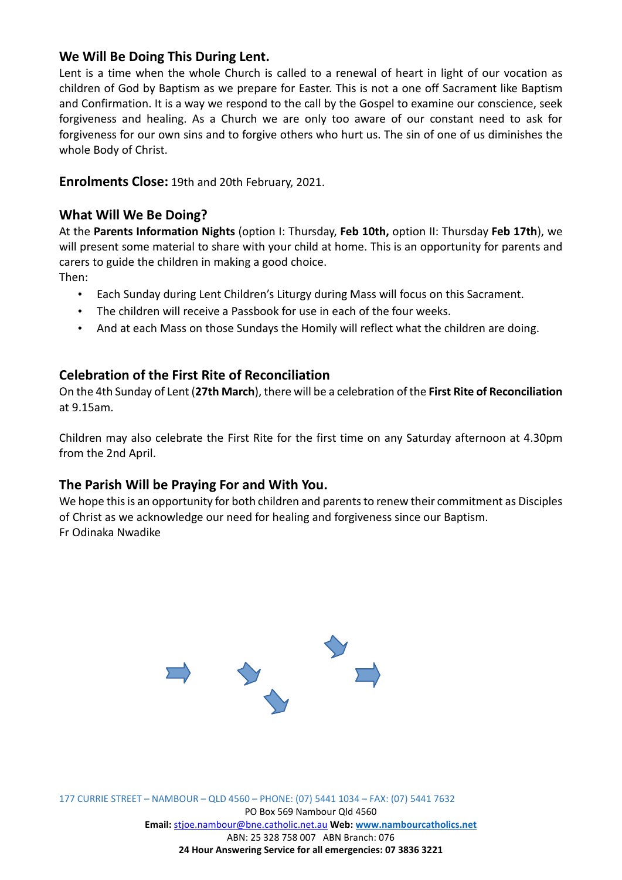## We Will Be Doing This During Lent.

Lent is a time when the whole Church is called to a renewal of heart in light of our vocation as children of God by Baptism as we prepare for Easter. This is not a one off Sacrament like Baptism and Confirmation. It is a way we respond to the call by the Gospel to examine our conscience, seek forgiveness and healing. As a Church we are only too aware of our constant need to ask for forgiveness for our own sins and to forgive others who hurt us. The sin of one of us diminishes the whole Body of Christ.

**Enrolments Close:** 19th and 20th February, 2021.

## What Will We Be Doing?

At the **Parents Information Nights** (option I: Thursday, **Feb 10th,** option II: Thursday **Feb 17th**), we will present some material to share with your child at home. This is an opportunity for parents and carers to guide the children in making a good choice.

Then:

- Each Sunday during Lent Children's Liturgy during Mass will focus on this Sacrament.
- The children will receive a Passbook for use in each of the four weeks.
- And at each Mass on those Sundays the Homily will reflect what the children are doing.

## Celebration of the First Rite of Reconciliation

On the 4th Sunday of Lent (**27th March**), there will be a celebration of the **First Rite of Reconciliation** at 9.15am.

Children may also celebrate the First Rite for the first time on any Saturday afternoon at 4.30pm from the 2nd April.

## The Parish Will be Praying For and With You.

We hope this is an opportunity for both children and parents to renew their commitment as Disciples of Christ as we acknowledge our need for healing and forgiveness since our Baptism.

Fr Odinaka Nwadike

177 CURRIE STREET – NAMBOUR – QLD 4560 – PHONE: (07) 5441 1034 – FAX: (07) 5441 7632

PO Box 569 Nambour Qld 4560

**Email:** stjoe.nambour@bne.catholic.net.au **Web:** **www.nambourcatholics.net**

ABN: 25 328 758 007 ABN Branch: 076

**24 Hour Answering Service for all emergencies: 07 3836 3221**